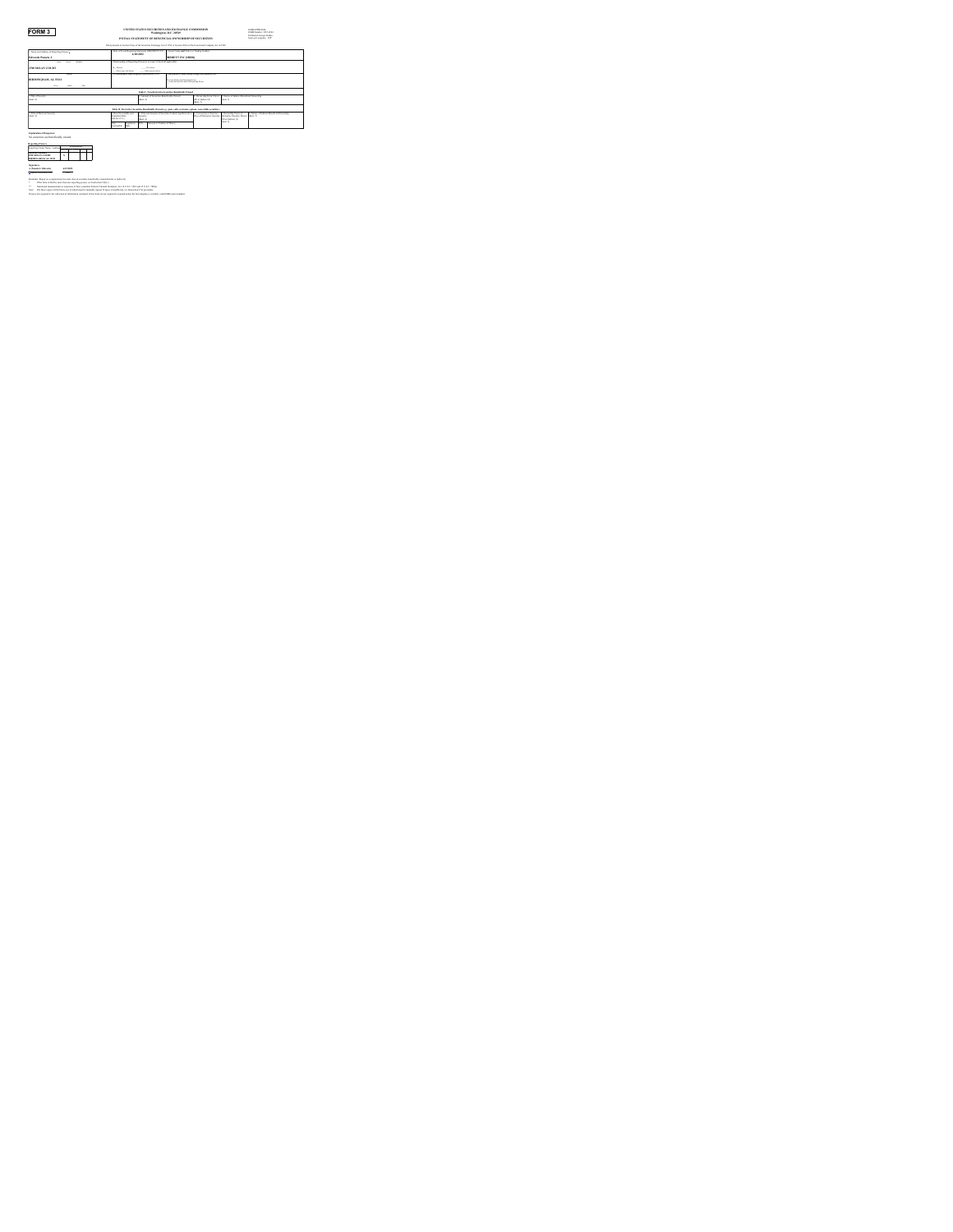# FORM 3

**UNITED STATES SECURITIES AND EXCHANGE COMMISSION**
**Washington, D.C. 20549**

**INITIAL STATEMENT OF BENEFICIAL OWNERSHIP OF SECURITIES**

OMB APPROVAL
OMB Number: 3235-0104
Estimated average burden
hours per response: 0.5

Filed pursuant to Section 16(a) of the Securities Exchange Act of 1934 or Section 30(h) of the Investment Company Act of 1940

| 1. Name and Address of Reporting Person * | 2. Date of Event Requiring Statement (MM/DD/YYYY) | 3. Issuer Name **and** Ticker or Trading Symbol |
|---|---|---|
| **Edwards Pamela J** | **6/30/2022** | **BIOHITT INC [BHHI]** |
| (Last) (First) (Middle) | 4. Relationship of Reporting Person(s) to Issuer (Check all applicable) | |
| **2768 MILAN COURT** | _X_ Director ___ 10% Owner ___ Officer (give title below) ___ Other (specify below) | |
| (Street) | 5. If Amendment, Date Original Filed (MM/DD/YYYY) | 6. Individual or Joint/Group Filing (Check Applicable Line) |
| **BIRMINGHAM, AL 35211** | | _X_ Form filed by One Reporting Person ___ Form filed by More than One Reporting Person |
| (City) (State) (Zip) | | |

**Table I - Non-Derivative Securities Beneficially Owned**

| 1. Title of Security (Instr. 4) | 2. Amount of Securities Beneficially Owned (Instr. 4) | 3. Ownership Form: Direct (D) or Indirect (I) (Instr. 5) | 4. Nature of Indirect Beneficial Ownership (Instr. 5) |
|---|---|---|---|

**Table II - Derivative Securities Beneficially Owned (e.g., puts, calls, warrants, options, convertible securities)**

| 1. Title of Derivate Security (Instr. 4) | 2. Date Exercisable and Expiration Date (MM/DD/YYYY) | | 3. Title and Amount of Securities Underlying Derivative Security (Instr. 4) | | 4. Conversion or Exercise Price of Derivative Security | 5. Ownership Form of Derivative Security: Direct (D) or Indirect (I) (Instr. 5) | 6. Nature of Indirect Beneficial Ownership (Instr. 5) |
|---|---|---|---|---|---|---|---|
| | Date Exercisable | Expiration Date | Title | Amount or Number of Shares | | | |

**Explanation of Responses:**

No securities are beneficially owned.

**Reporting Owners**

| Reporting Owner Name / Address | Relationships | | | |
|---|---|---|---|---|
| | Director | 10% Owner | Officer | Other |
| **Edwards Pamela J** 2768 MILAN COURT BIRMINGHAM, AL 35211 | X | | | |

**Signatures**

| **/s/ Pamela J. Edwards** | **6/17/2022** |
|---|---|
| **Signature of Reporting Person | Date |

Reminder: Report on a separate line for each class of securities beneficially owned directly or indirectly.

\* If the form is filed by more than one reporting person, *see* Instruction 5(b)(v).

\*\* Intentional misstatements or omissions of facts constitute Federal Criminal Violations. *See* 18 U.S.C. 1001 and 15 U.S.C. 78ff(a).

Note: File three copies of this Form, one of which must be manually signed. If space is insufficient, *see* Instruction 6 for procedure.

Persons who respond to the collection of information contained in this form are not required to respond unless the form displays a currently valid OMB number.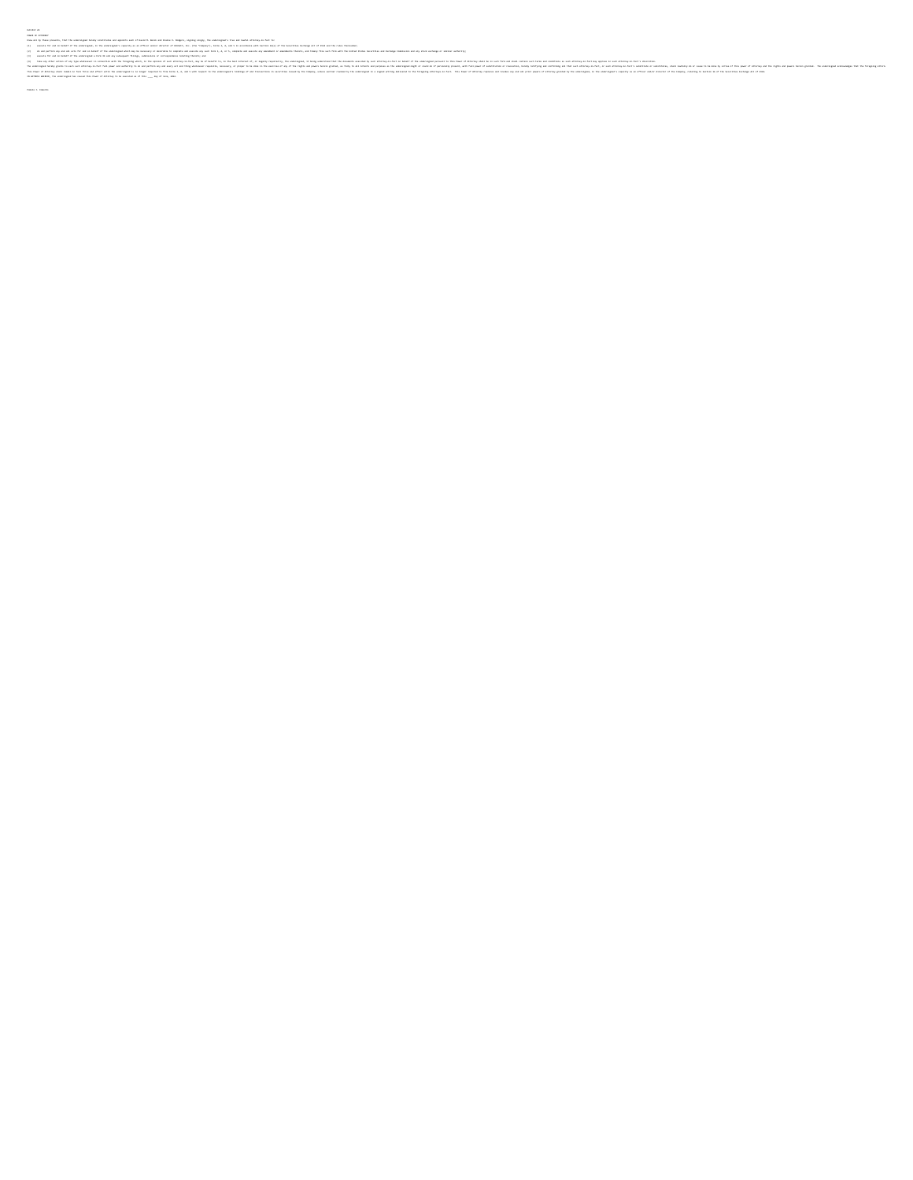Exhibit 24

POWER OF ATTORNEY

Know all by these presents, that the undersigned hereby constitutes and appoints each of David M. Baron and Rhonda A. Rodgers, signing singly, the undersigned's true and lawful attorney-in-fact to:

(1) execute for and on behalf of the undersigned, in the undersigned's capacity as an officer and/or director of NETGEAR, Inc. (the "Company"), Forms 3, 4, and 5 in accordance with Section 16(a) of the Securities Exchange Act of 1934 and the rules thereunder;

(2) do and perform any and all acts for and on behalf of the undersigned which may be necessary or desirable to complete and execute any such Form 3, 4, or 5, complete and execute any amendment or amendments thereto, and timely file such form with the United States Securities and Exchange Commission and any stock exchange or similar authority;

(3) execute for and on behalf of the undersigned a Form ID and any subsequent filings, submissions or correspondence relating thereto; and

(4) take any other action of any type whatsoever in connection with the foregoing which, in the opinion of such attorney-in-fact, may be of benefit to, in the best interest of, or legally required by, the undersigned, it being understood that the documents executed by such attorney-in-fact on behalf of the undersigned pursuant to this Power of Attorney shall be in such form and shall contain such terms and conditions as such attorney-in-fact may approve in such attorney-in-fact's discretion.

The undersigned hereby grants to each such attorney-in-fact full power and authority to do and perform any and every act and thing whatsoever requisite, necessary, or proper to be done in the exercise of any of the rights and powers herein granted, as fully to all intents and purposes as the undersigned might or could do if personally present, with full power of substitution or revocation, hereby ratifying and confirming all that such attorney-in-fact, or such attorney-in-fact's substitute or substitutes, shall lawfully do or cause to be done by virtue of this power of attorney and the rights and powers herein granted. The undersigned acknowledges that the foregoing attorneys

This Power of Attorney shall remain in full force and effect until the undersigned is no longer required to file Forms 3, 4, and 5 with respect to the undersigned's holdings of and transactions in securities issued by the Company, unless earlier revoked by the undersigned in a signed writing delivered to the foregoing attorneys-in-fact. This Power of Attorney revokes any and all prior powers of attorney granted by the undersigned, in the undersigned's capacity as an officer and/or director of the Company, relating to Section 16 of the Securities Exchange Act of 1934.

IN WITNESS WHEREOF, the undersigned has caused this Power of Attorney to be executed as of this ___ day of June, 2005.

Thomas C. Edwards